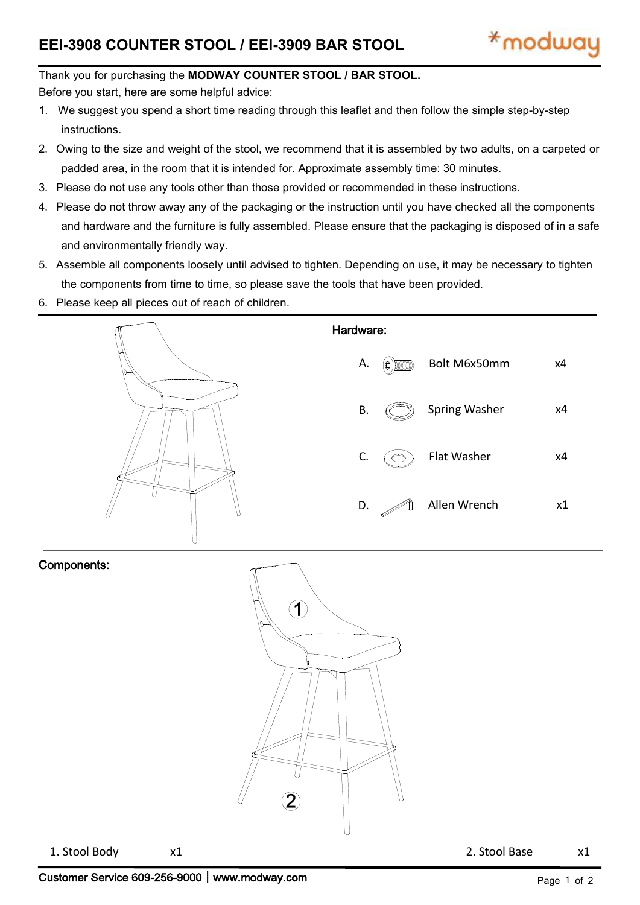# EEI-3908 COUNTER STOOL / EEI-3909 BAR STOOL

*modway

Thank you for purchasing the **MODWAY COUNTER STOOL / BAR STOOL.**

Before you start, here are some helpful advice:

1. We suggest you spend a short time reading through this leaflet and then follow the simple step-by-step instructions.
2. Owing to the size and weight of the stool, we recommend that it is assembled by two adults, on a carpeted or padded area, in the room that it is intended for. Approximate assembly time: 30 minutes.
3. Please do not use any tools other than those provided or recommended in these instructions.
4. Please do not throw away any of the packaging or the instruction until you have checked all the components and hardware and the furniture is fully assembled. Please ensure that the packaging is disposed of in a safe and environmentally friendly way.
5. Assemble all components loosely until advised to tighten. Depending on use, it may be necessary to tighten the components from time to time, so please save the tools that have been provided.
6. Please keep all pieces out of reach of children.

## Hardware:

| | Item | Qty |
|---|---|---|
| A. | Bolt M6x50mm | x4 |
| B. | Spring Washer | x4 |
| C. | Flat Washer | x4 |
| D. | Allen Wrench | x1 |

## Components:

| Component | Qty |
|---|---|
| 1. Stool Body | x1 |
| 2. Stool Base | x1 |

Customer Service 609-256-9000 | www.modway.com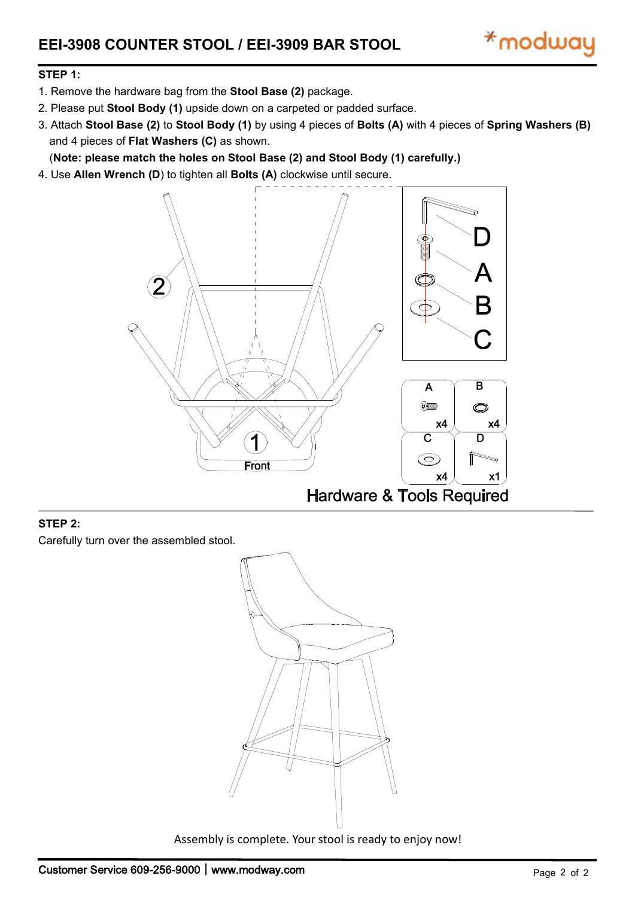# EEI-3908 COUNTER STOOL / EEI-3909 BAR STOOL

**STEP 1:**

1. Remove the hardware bag from the **Stool Base (2)** package.
2. Please put **Stool Body (1)** upside down on a carpeted or padded surface.
3. Attach **Stool Base (2)** to **Stool Body (1)** by using 4 pieces of **Bolts (A)** with 4 pieces of **Spring Washers (B)** and 4 pieces of **Flat Washers (C)** as shown.
   (**Note: please match the holes on Stool Base (2) and Stool Body (1) carefully.)**
4. Use **Allen Wrench (D)** to tighten all **Bolts (A)** clockwise until secure.

2

1

Front

D

A

B

C

A x4

B x4

C x4

D x1

Hardware & Tools Required

**STEP 2:**

Carefully turn over the assembled stool.

Assembly is complete. Your stool is ready to enjoy now!

Customer Service 609-256-9000 | www.modway.com